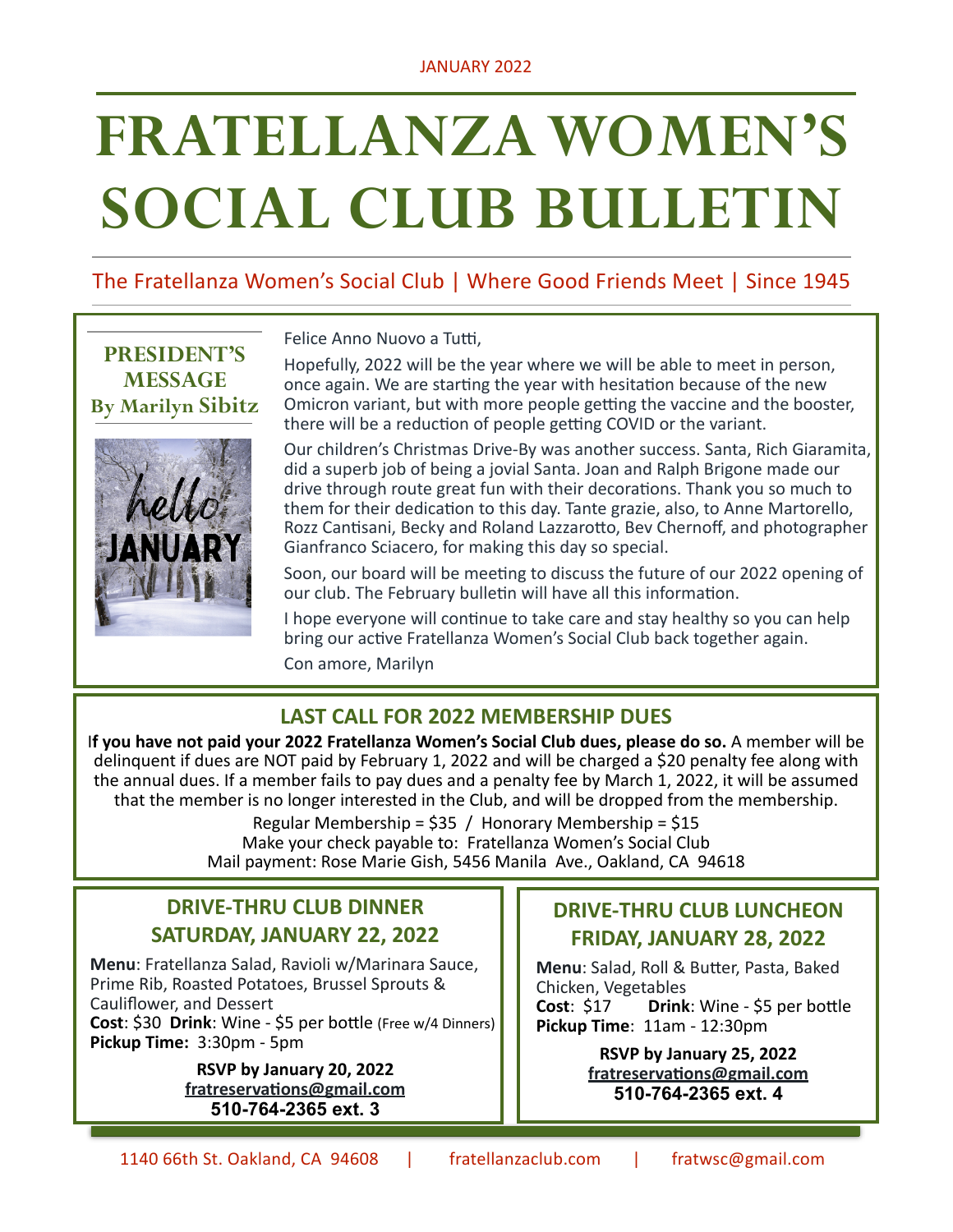JANUARY 2022

# FRATELLANZA WOMEN'S SOCIAL CLUB BULLETIN

The Fratellanza Women's Social Club | Where Good Friends Meet | Since 1945

## PRESIDENT'S MESSAGE
### By Marilyn Sibitz

Felice Anno Nuovo a Tutti,

Hopefully, 2022 will be the year where we will be able to meet in person, once again. We are starting the year with hesitation because of the new Omicron variant, but with more people getting the vaccine and the booster, there will be a reduction of people getting COVID or the variant.

Our children's Christmas Drive-By was another success. Santa, Rich Giaramita, did a superb job of being a jovial Santa. Joan and Ralph Brigone made our drive through route great fun with their decorations. Thank you so much to them for their dedication to this day. Tante grazie, also, to Anne Martorello, Rozz Cantisani, Becky and Roland Lazzarotto, Bev Chernoff, and photographer Gianfranco Sciacero, for making this day so special.

Soon, our board will be meeting to discuss the future of our 2022 opening of our club. The February bulletin will have all this information.

I hope everyone will continue to take care and stay healthy so you can help bring our active Fratellanza Women's Social Club back together again.

Con amore, Marilyn

## LAST CALL FOR 2022 MEMBERSHIP DUES

**If you have not paid your 2022 Fratellanza Women's Social Club dues, please do so.** A member will be delinquent if dues are NOT paid by February 1, 2022 and will be charged a $20 penalty fee along with the annual dues. If a member fails to pay dues and a penalty fee by March 1, 2022, it will be assumed that the member is no longer interested in the Club, and will be dropped from the membership.

Regular Membership = $35 / Honorary Membership = $15

Make your check payable to: Fratellanza Women's Social Club

Mail payment: Rose Marie Gish, 5456 Manila Ave., Oakland, CA 94618

## DRIVE-THRU CLUB DINNER SATURDAY, JANUARY 22, 2022

**Menu**: Fratellanza Salad, Ravioli w/Marinara Sauce, Prime Rib, Roasted Potatoes, Brussel Sprouts & Cauliflower, and Dessert

**Cost**: $30 **Drink**: Wine - $5 per bottle (Free w/4 Dinners)

**Pickup Time:** 3:30pm - 5pm

**RSVP by January 20, 2022**
**fratreservations@gmail.com**
**510-764-2365 ext. 3**

## DRIVE-THRU CLUB LUNCHEON FRIDAY, JANUARY 28, 2022

**Menu**: Salad, Roll & Butter, Pasta, Baked Chicken, Vegetables

**Cost**: $17 **Drink**: Wine - $5 per bottle

**Pickup Time**: 11am - 12:30pm

**RSVP by January 25, 2022**
**fratreservations@gmail.com**
**510-764-2365 ext. 4**

1140 66th St. Oakland, CA 94608 | fratellanzaclub.com | fratwsc@gmail.com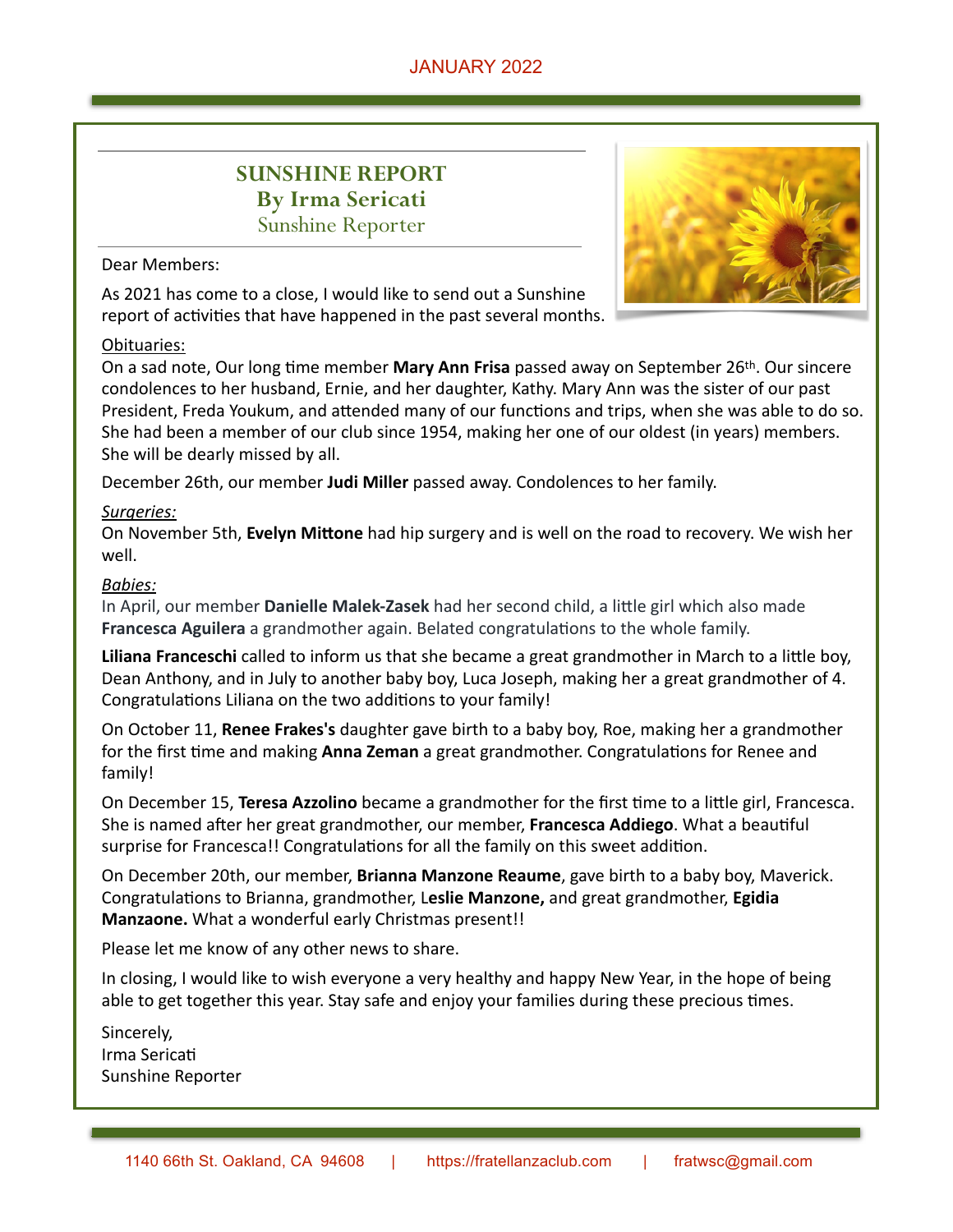JANUARY 2022

## SUNSHINE REPORT
## By Irma Sericati
Sunshine Reporter

Dear Members:

As 2021 has come to a close, I would like to send out a Sunshine report of activities that have happened in the past several months.

Obituaries:

On a sad note, Our long time member **Mary Ann Frisa** passed away on September 26th. Our sincere condolences to her husband, Ernie, and her daughter, Kathy. Mary Ann was the sister of our past President, Freda Youkum, and attended many of our functions and trips, when she was able to do so. She had been a member of our club since 1954, making her one of our oldest (in years) members. She will be dearly missed by all.

December 26th, our member **Judi Miller** passed away. Condolences to her family.

*Surgeries:*

On November 5th, **Evelyn Mittone** had hip surgery and is well on the road to recovery. We wish her well.

*Babies:*

In April, our member **Danielle Malek-Zasek** had her second child, a little girl which also made **Francesca Aguilera** a grandmother again. Belated congratulations to the whole family.

**Liliana Franceschi** called to inform us that she became a great grandmother in March to a little boy, Dean Anthony, and in July to another baby boy, Luca Joseph, making her a great grandmother of 4. Congratulations Liliana on the two additions to your family!

On October 11, **Renee Frakes's** daughter gave birth to a baby boy, Roe, making her a grandmother for the first time and making **Anna Zeman** a great grandmother. Congratulations for Renee and family!

On December 15, **Teresa Azzolino** became a grandmother for the first time to a little girl, Francesca. She is named after her great grandmother, our member, **Francesca Addiego**. What a beautiful surprise for Francesca!! Congratulations for all the family on this sweet addition.

On December 20th, our member, **Brianna Manzone Reaume**, gave birth to a baby boy, Maverick. Congratulations to Brianna, grandmother, L**eslie Manzone,** and great grandmother, **Egidia Manzaone.** What a wonderful early Christmas present!!

Please let me know of any other news to share.

In closing, I would like to wish everyone a very healthy and happy New Year, in the hope of being able to get together this year. Stay safe and enjoy your families during these precious times.

Sincerely,
Irma Sericati
Sunshine Reporter

1140 66th St. Oakland, CA 94608 | https://fratellanzaclub.com | fratwsc@gmail.com